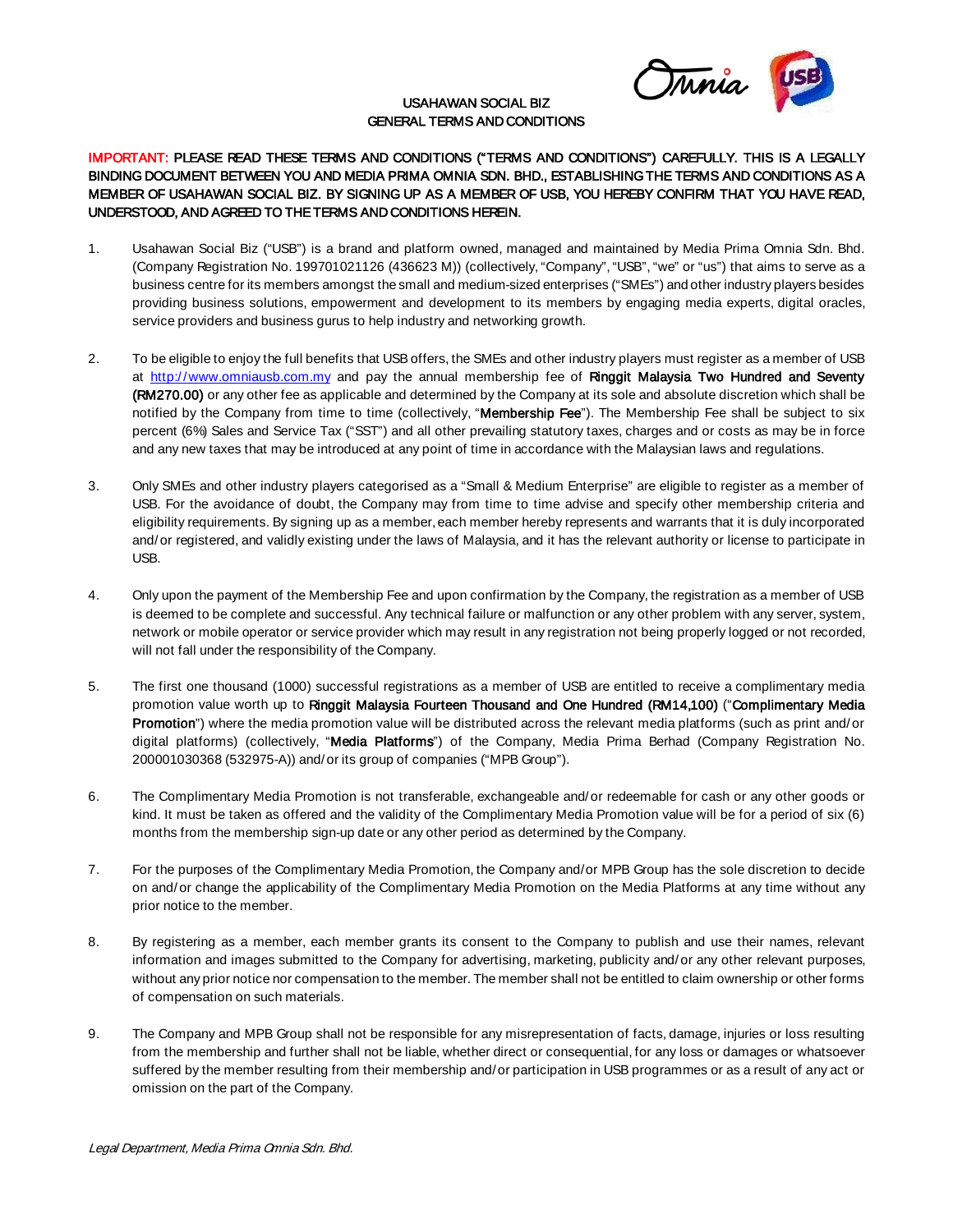# USAHAWAN SOCIAL BIZ
## GENERAL TERMS AND CONDITIONS

**IMPORTANT: PLEASE READ THESE TERMS AND CONDITIONS ("TERMS AND CONDITIONS") CAREFULLY. THIS IS A LEGALLY BINDING DOCUMENT BETWEEN YOU AND MEDIA PRIMA OMNIA SDN. BHD., ESTABLISHING THE TERMS AND CONDITIONS AS A MEMBER OF USAHAWAN SOCIAL BIZ. BY SIGNING UP AS A MEMBER OF USB, YOU HEREBY CONFIRM THAT YOU HAVE READ, UNDERSTOOD, AND AGREED TO THE TERMS AND CONDITIONS HEREIN.**

1. Usahawan Social Biz ("USB") is a brand and platform owned, managed and maintained by Media Prima Omnia Sdn. Bhd. (Company Registration No. 199701021126 (436623 M)) (collectively, "Company", "USB", "we" or "us") that aims to serve as a business centre for its members amongst the small and medium-sized enterprises ("SMEs") and other industry players besides providing business solutions, empowerment and development to its members by engaging media experts, digital oracles, service providers and business gurus to help industry and networking growth.

2. To be eligible to enjoy the full benefits that USB offers, the SMEs and other industry players must register as a member of USB at http://www.omniausb.com.my and pay the annual membership fee of **Ringgit Malaysia Two Hundred and Seventy (RM270.00)** or any other fee as applicable and determined by the Company at its sole and absolute discretion which shall be notified by the Company from time to time (collectively, "**Membership Fee**"). The Membership Fee shall be subject to six percent (6%) Sales and Service Tax ("SST") and all other prevailing statutory taxes, charges and or costs as may be in force and any new taxes that may be introduced at any point of time in accordance with the Malaysian laws and regulations.

3. Only SMEs and other industry players categorised as a "Small & Medium Enterprise" are eligible to register as a member of USB. For the avoidance of doubt, the Company may from time to time advise and specify other membership criteria and eligibility requirements. By signing up as a member, each member hereby represents and warrants that it is duly incorporated and/or registered, and validly existing under the laws of Malaysia, and it has the relevant authority or license to participate in USB.

4. Only upon the payment of the Membership Fee and upon confirmation by the Company, the registration as a member of USB is deemed to be complete and successful. Any technical failure or malfunction or any other problem with any server, system, network or mobile operator or service provider which may result in any registration not being properly logged or not recorded, will not fall under the responsibility of the Company.

5. The first one thousand (1000) successful registrations as a member of USB are entitled to receive a complimentary media promotion value worth up to **Ringgit Malaysia Fourteen Thousand and One Hundred (RM14,100)** ("**Complimentary Media Promotion**") where the media promotion value will be distributed across the relevant media platforms (such as print and/or digital platforms) (collectively, "**Media Platforms**") of the Company, Media Prima Berhad (Company Registration No. 200001030368 (532975-A)) and/or its group of companies ("MPB Group").

6. The Complimentary Media Promotion is not transferable, exchangeable and/or redeemable for cash or any other goods or kind. It must be taken as offered and the validity of the Complimentary Media Promotion value will be for a period of six (6) months from the membership sign-up date or any other period as determined by the Company.

7. For the purposes of the Complimentary Media Promotion, the Company and/or MPB Group has the sole discretion to decide on and/or change the applicability of the Complimentary Media Promotion on the Media Platforms at any time without any prior notice to the member.

8. By registering as a member, each member grants its consent to the Company to publish and use their names, relevant information and images submitted to the Company for advertising, marketing, publicity and/or any other relevant purposes, without any prior notice nor compensation to the member. The member shall not be entitled to claim ownership or other forms of compensation on such materials.

9. The Company and MPB Group shall not be responsible for any misrepresentation of facts, damage, injuries or loss resulting from the membership and further shall not be liable, whether direct or consequential, for any loss or damages or whatsoever suffered by the member resulting from their membership and/or participation in USB programmes or as a result of any act or omission on the part of the Company.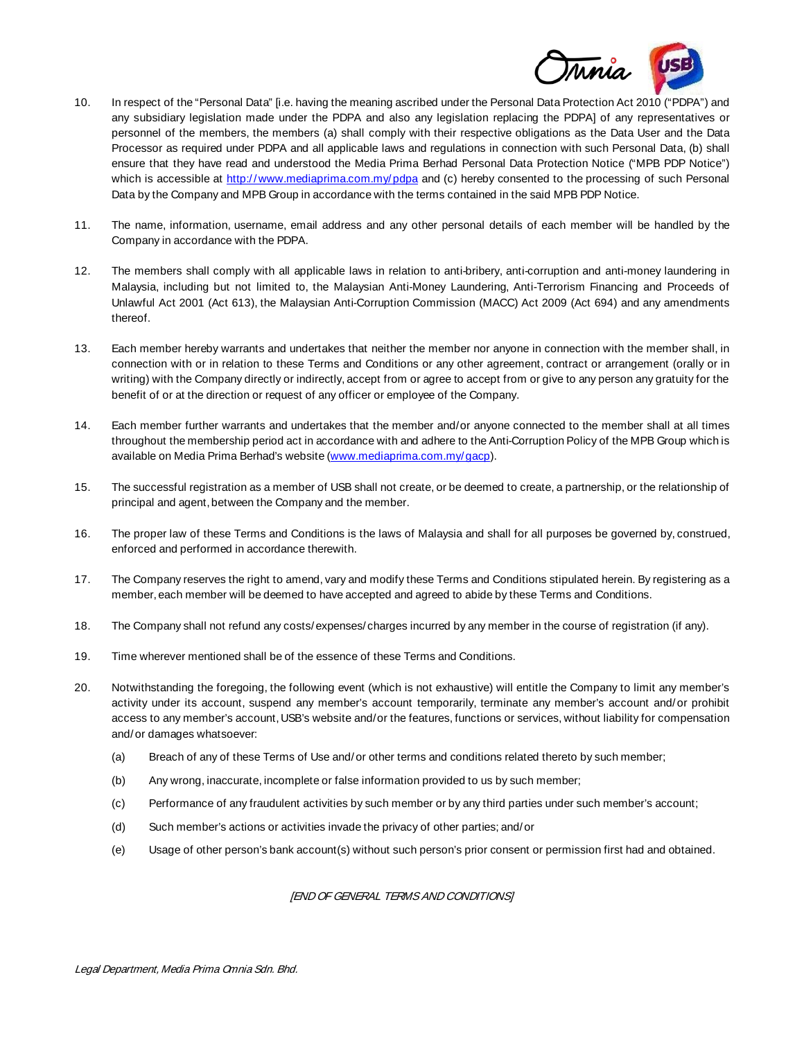10. In respect of the "Personal Data" [i.e. having the meaning ascribed under the Personal Data Protection Act 2010 ("PDPA") and any subsidiary legislation made under the PDPA and also any legislation replacing the PDPA] of any representatives or personnel of the members, the members (a) shall comply with their respective obligations as the Data User and the Data Processor as required under PDPA and all applicable laws and regulations in connection with such Personal Data, (b) shall ensure that they have read and understood the Media Prima Berhad Personal Data Protection Notice ("MPB PDP Notice") which is accessible at [http://www.mediaprima.com.my/pdpa](http://www.mediaprima.com.my/pdpa) and (c) hereby consented to the processing of such Personal Data by the Company and MPB Group in accordance with the terms contained in the said MPB PDP Notice.

11. The name, information, username, email address and any other personal details of each member will be handled by the Company in accordance with the PDPA.

12. The members shall comply with all applicable laws in relation to anti-bribery, anti-corruption and anti-money laundering in Malaysia, including but not limited to, the Malaysian Anti-Money Laundering, Anti-Terrorism Financing and Proceeds of Unlawful Act 2001 (Act 613), the Malaysian Anti-Corruption Commission (MACC) Act 2009 (Act 694) and any amendments thereof.

13. Each member hereby warrants and undertakes that neither the member nor anyone in connection with the member shall, in connection with or in relation to these Terms and Conditions or any other agreement, contract or arrangement (orally or in writing) with the Company directly or indirectly, accept from or agree to accept from or give to any person any gratuity for the benefit of or at the direction or request of any officer or employee of the Company.

14. Each member further warrants and undertakes that the member and/or anyone connected to the member shall at all times throughout the membership period act in accordance with and adhere to the Anti-Corruption Policy of the MPB Group which is available on Media Prima Berhad's website ([www.mediaprima.com.my/gacp](http://www.mediaprima.com.my/gacp)).

15. The successful registration as a member of USB shall not create, or be deemed to create, a partnership, or the relationship of principal and agent, between the Company and the member.

16. The proper law of these Terms and Conditions is the laws of Malaysia and shall for all purposes be governed by, construed, enforced and performed in accordance therewith.

17. The Company reserves the right to amend, vary and modify these Terms and Conditions stipulated herein. By registering as a member, each member will be deemed to have accepted and agreed to abide by these Terms and Conditions.

18. The Company shall not refund any costs/expenses/charges incurred by any member in the course of registration (if any).

19. Time wherever mentioned shall be of the essence of these Terms and Conditions.

20. Notwithstanding the foregoing, the following event (which is not exhaustive) will entitle the Company to limit any member's activity under its account, suspend any member's account temporarily, terminate any member's account and/or prohibit access to any member's account, USB's website and/or the features, functions or services, without liability for compensation and/or damages whatsoever:

    (a) Breach of any of these Terms of Use and/or other terms and conditions related thereto by such member;

    (b) Any wrong, inaccurate, incomplete or false information provided to us by such member;

    (c) Performance of any fraudulent activities by such member or by any third parties under such member's account;

    (d) Such member's actions or activities invade the privacy of other parties; and/or

    (e) Usage of other person's bank account(s) without such person's prior consent or permission first had and obtained.

*[END OF GENERAL TERMS AND CONDITIONS]*